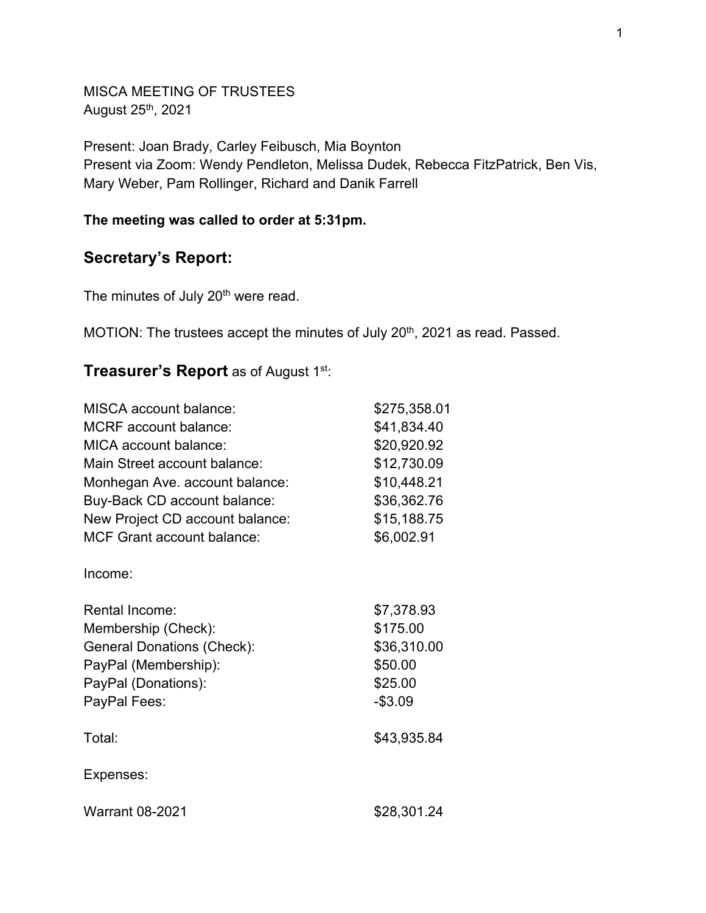MISCA MEETING OF TRUSTEES
August 25th, 2021

Present: Joan Brady, Carley Feibusch, Mia Boynton
Present via Zoom: Wendy Pendleton, Melissa Dudek, Rebecca FitzPatrick, Ben Vis, Mary Weber, Pam Rollinger, Richard and Danik Farrell

**The meeting was called to order at 5:31pm.**

## Secretary's Report:

The minutes of July 20th were read.

MOTION: The trustees accept the minutes of July 20th, 2021 as read. Passed.

## Treasurer's Report as of August 1st:

| | |
|---|---|
| MISCA account balance: | $275,358.01 |
| MCRF account balance: | $41,834.40 |
| MICA account balance: | $20,920.92 |
| Main Street account balance: | $12,730.09 |
| Monhegan Ave. account balance: | $10,448.21 |
| Buy-Back CD account balance: | $36,362.76 |
| New Project CD account balance: | $15,188.75 |
| MCF Grant account balance: | $6,002.91 |

Income:

| | |
|---|---|
| Rental Income: | $7,378.93 |
| Membership (Check): | $175.00 |
| General Donations (Check): | $36,310.00 |
| PayPal (Membership): | $50.00 |
| PayPal (Donations): | $25.00 |
| PayPal Fees: | -$3.09 |
| Total: | $43,935.84 |

Expenses:

| | |
|---|---|
| Warrant 08-2021 | $28,301.24 |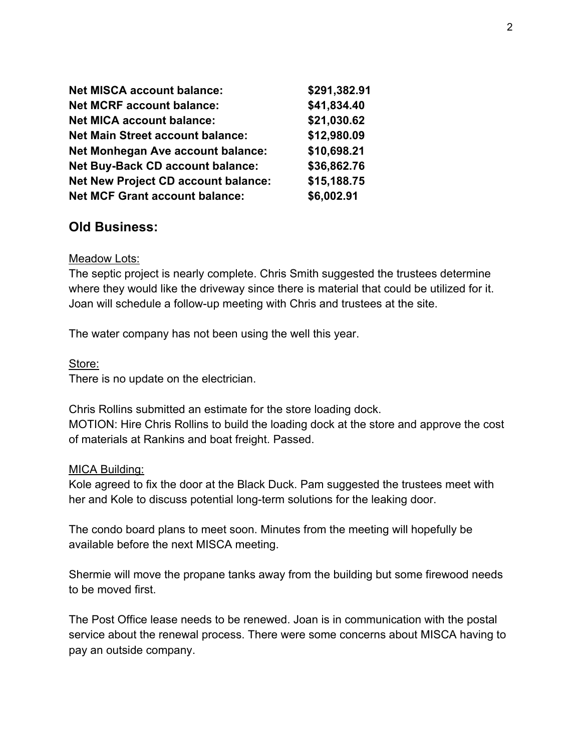| | |
|---|---|
| **Net MISCA account balance:** | **$291,382.91** |
| **Net MCRF account balance:** | **$41,834.40** |
| **Net MICA account balance:** | **$21,030.62** |
| **Net Main Street account balance:** | **$12,980.09** |
| **Net Monhegan Ave account balance:** | **$10,698.21** |
| **Net Buy-Back CD account balance:** | **$36,862.76** |
| **Net New Project CD account balance:** | **$15,188.75** |
| **Net MCF Grant account balance:** | **$6,002.91** |

## Old Business:

Meadow Lots:

The septic project is nearly complete. Chris Smith suggested the trustees determine where they would like the driveway since there is material that could be utilized for it. Joan will schedule a follow-up meeting with Chris and trustees at the site.

The water company has not been using the well this year.

Store:

There is no update on the electrician.

Chris Rollins submitted an estimate for the store loading dock.
MOTION: Hire Chris Rollins to build the loading dock at the store and approve the cost of materials at Rankins and boat freight. Passed.

MICA Building:

Kole agreed to fix the door at the Black Duck. Pam suggested the trustees meet with her and Kole to discuss potential long-term solutions for the leaking door.

The condo board plans to meet soon. Minutes from the meeting will hopefully be available before the next MISCA meeting.

Shermie will move the propane tanks away from the building but some firewood needs to be moved first.

The Post Office lease needs to be renewed. Joan is in communication with the postal service about the renewal process. There were some concerns about MISCA having to pay an outside company.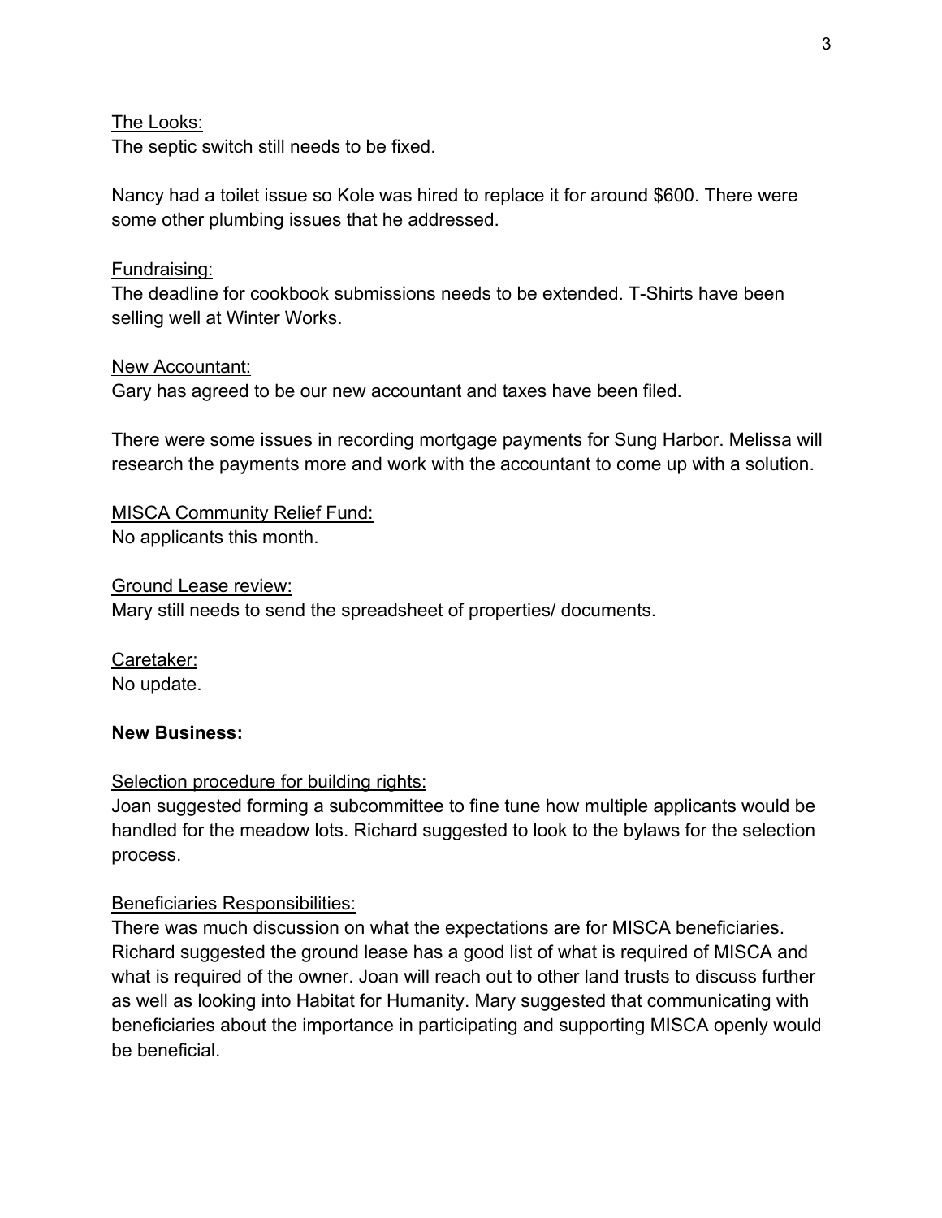The Looks:
The septic switch still needs to be fixed.

Nancy had a toilet issue so Kole was hired to replace it for around $600. There were some other plumbing issues that he addressed.

Fundraising:
The deadline for cookbook submissions needs to be extended. T-Shirts have been selling well at Winter Works.

New Accountant:
Gary has agreed to be our new accountant and taxes have been filed.

There were some issues in recording mortgage payments for Sung Harbor. Melissa will research the payments more and work with the accountant to come up with a solution.

MISCA Community Relief Fund:
No applicants this month.

Ground Lease review:
Mary still needs to send the spreadsheet of properties/ documents.

Caretaker:
No update.

**New Business:**

Selection procedure for building rights:
Joan suggested forming a subcommittee to fine tune how multiple applicants would be handled for the meadow lots. Richard suggested to look to the bylaws for the selection process.

Beneficiaries Responsibilities:
There was much discussion on what the expectations are for MISCA beneficiaries. Richard suggested the ground lease has a good list of what is required of MISCA and what is required of the owner. Joan will reach out to other land trusts to discuss further as well as looking into Habitat for Humanity. Mary suggested that communicating with beneficiaries about the importance in participating and supporting MISCA openly would be beneficial.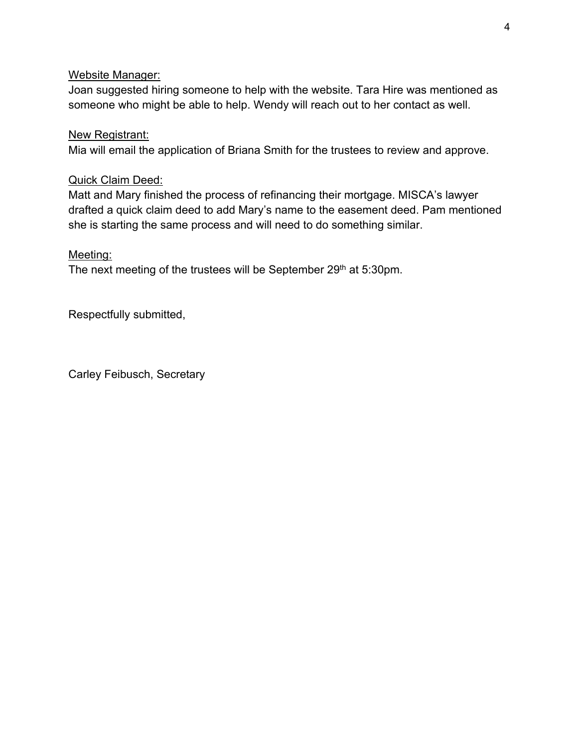<u>Website Manager:</u>
Joan suggested hiring someone to help with the website. Tara Hire was mentioned as someone who might be able to help. Wendy will reach out to her contact as well.

<u>New Registrant:</u>
Mia will email the application of Briana Smith for the trustees to review and approve.

<u>Quick Claim Deed:</u>
Matt and Mary finished the process of refinancing their mortgage. MISCA's lawyer drafted a quick claim deed to add Mary's name to the easement deed. Pam mentioned she is starting the same process and will need to do something similar.

<u>Meeting:</u>
The next meeting of the trustees will be September 29th at 5:30pm.

Respectfully submitted,

Carley Feibusch, Secretary